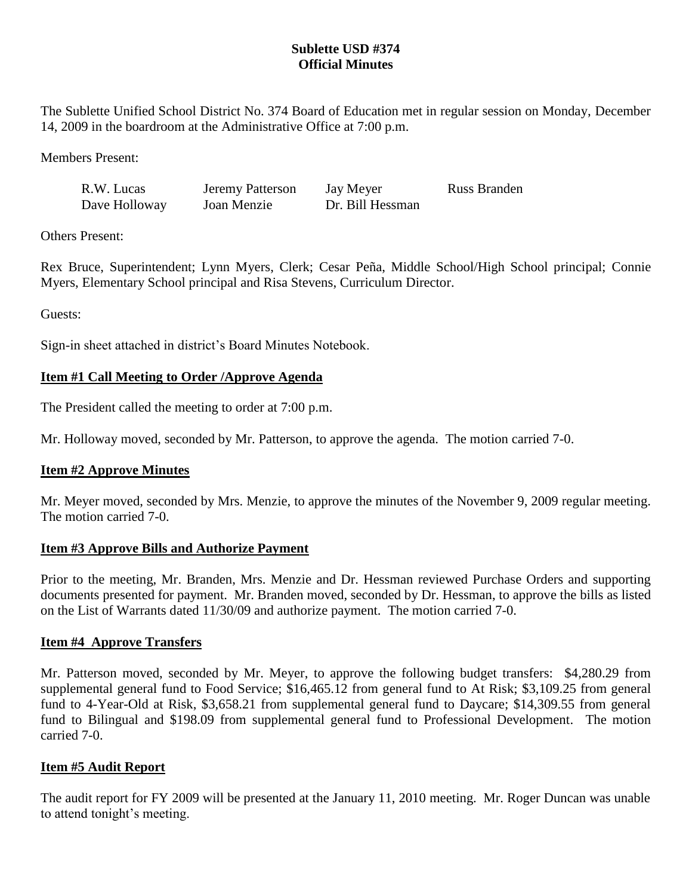**Sublette USD #374**
**Official Minutes**

The Sublette Unified School District No. 374 Board of Education met in regular session on Monday, December 14, 2009 in the boardroom at the Administrative Office at 7:00 p.m.

Members Present:

| | | | |
|---|---|---|---|
| R.W. Lucas | Jeremy Patterson | Jay Meyer | Russ Branden |
| Dave Holloway | Joan Menzie | Dr. Bill Hessman | |

Others Present:

Rex Bruce, Superintendent; Lynn Myers, Clerk; Cesar Peña, Middle School/High School principal; Connie Myers, Elementary School principal and Risa Stevens, Curriculum Director.

Guests:

Sign-in sheet attached in district's Board Minutes Notebook.

**Item #1 Call Meeting to Order /Approve Agenda**

The President called the meeting to order at 7:00 p.m.

Mr. Holloway moved, seconded by Mr. Patterson, to approve the agenda. The motion carried 7-0.

**Item #2 Approve Minutes**

Mr. Meyer moved, seconded by Mrs. Menzie, to approve the minutes of the November 9, 2009 regular meeting. The motion carried 7-0.

**Item #3 Approve Bills and Authorize Payment**

Prior to the meeting, Mr. Branden, Mrs. Menzie and Dr. Hessman reviewed Purchase Orders and supporting documents presented for payment. Mr. Branden moved, seconded by Dr. Hessman, to approve the bills as listed on the List of Warrants dated 11/30/09 and authorize payment. The motion carried 7-0.

**Item #4 Approve Transfers**

Mr. Patterson moved, seconded by Mr. Meyer, to approve the following budget transfers: $4,280.29 from supplemental general fund to Food Service; $16,465.12 from general fund to At Risk; $3,109.25 from general fund to 4-Year-Old at Risk, $3,658.21 from supplemental general fund to Daycare; $14,309.55 from general fund to Bilingual and $198.09 from supplemental general fund to Professional Development. The motion carried 7-0.

**Item #5 Audit Report**

The audit report for FY 2009 will be presented at the January 11, 2010 meeting. Mr. Roger Duncan was unable to attend tonight's meeting.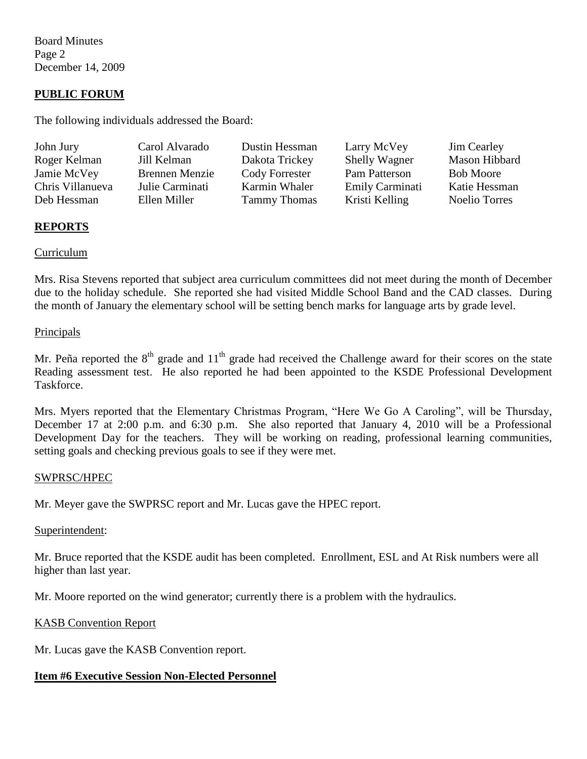## PUBLIC FORUM

The following individuals addressed the Board:

| | | | | |
|---|---|---|---|---|
| John Jury | Carol Alvarado | Dustin Hessman | Larry McVey | Jim Cearley |
| Roger Kelman | Jill Kelman | Dakota Trickey | Shelly Wagner | Mason Hibbard |
| Jamie McVey | Brennen Menzie | Cody Forrester | Pam Patterson | Bob Moore |
| Chris Villanueva | Julie Carminati | Karmin Whaler | Emily Carminati | Katie Hessman |
| Deb Hessman | Ellen Miller | Tammy Thomas | Kristi Kelling | Noelio Torres |

## REPORTS

### Curriculum

Mrs. Risa Stevens reported that subject area curriculum committees did not meet during the month of December due to the holiday schedule. She reported she had visited Middle School Band and the CAD classes. During the month of January the elementary school will be setting bench marks for language arts by grade level.

### Principals

Mr. Peña reported the 8th grade and 11th grade had received the Challenge award for their scores on the state Reading assessment test. He also reported he had been appointed to the KSDE Professional Development Taskforce.

Mrs. Myers reported that the Elementary Christmas Program, "Here We Go A Caroling", will be Thursday, December 17 at 2:00 p.m. and 6:30 p.m. She also reported that January 4, 2010 will be a Professional Development Day for the teachers. They will be working on reading, professional learning communities, setting goals and checking previous goals to see if they were met.

### SWPRSC/HPEC

Mr. Meyer gave the SWPRSC report and Mr. Lucas gave the HPEC report.

### Superintendent:

Mr. Bruce reported that the KSDE audit has been completed. Enrollment, ESL and At Risk numbers were all higher than last year.

Mr. Moore reported on the wind generator; currently there is a problem with the hydraulics.

### KASB Convention Report

Mr. Lucas gave the KASB Convention report.

## Item #6 Executive Session Non-Elected Personnel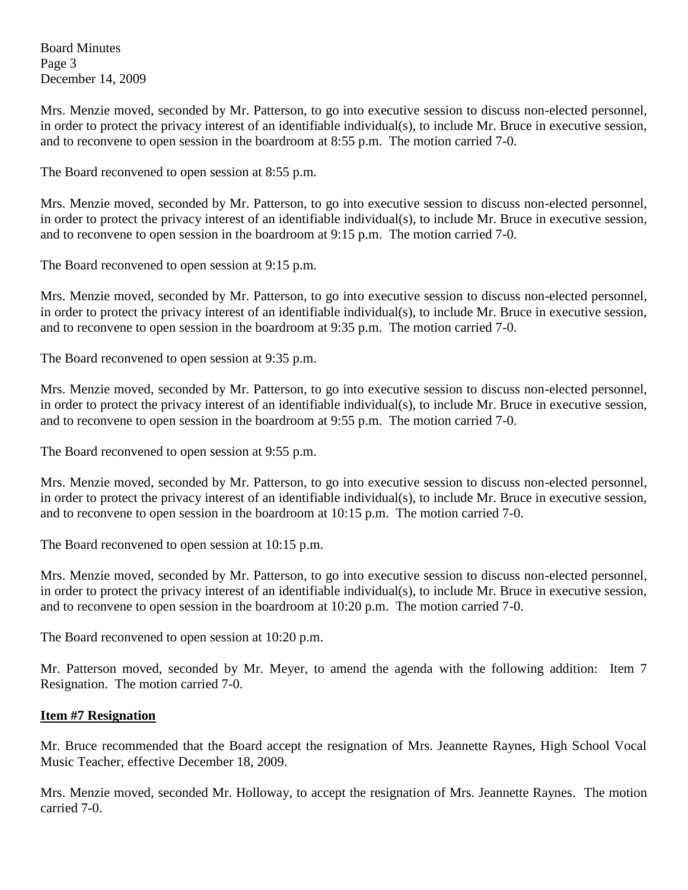Mrs. Menzie moved, seconded by Mr. Patterson, to go into executive session to discuss non-elected personnel, in order to protect the privacy interest of an identifiable individual(s), to include Mr. Bruce in executive session, and to reconvene to open session in the boardroom at 8:55 p.m. The motion carried 7-0.

The Board reconvened to open session at 8:55 p.m.

Mrs. Menzie moved, seconded by Mr. Patterson, to go into executive session to discuss non-elected personnel, in order to protect the privacy interest of an identifiable individual(s), to include Mr. Bruce in executive session, and to reconvene to open session in the boardroom at 9:15 p.m. The motion carried 7-0.

The Board reconvened to open session at 9:15 p.m.

Mrs. Menzie moved, seconded by Mr. Patterson, to go into executive session to discuss non-elected personnel, in order to protect the privacy interest of an identifiable individual(s), to include Mr. Bruce in executive session, and to reconvene to open session in the boardroom at 9:35 p.m. The motion carried 7-0.

The Board reconvened to open session at 9:35 p.m.

Mrs. Menzie moved, seconded by Mr. Patterson, to go into executive session to discuss non-elected personnel, in order to protect the privacy interest of an identifiable individual(s), to include Mr. Bruce in executive session, and to reconvene to open session in the boardroom at 9:55 p.m. The motion carried 7-0.

The Board reconvened to open session at 9:55 p.m.

Mrs. Menzie moved, seconded by Mr. Patterson, to go into executive session to discuss non-elected personnel, in order to protect the privacy interest of an identifiable individual(s), to include Mr. Bruce in executive session, and to reconvene to open session in the boardroom at 10:15 p.m. The motion carried 7-0.

The Board reconvened to open session at 10:15 p.m.

Mrs. Menzie moved, seconded by Mr. Patterson, to go into executive session to discuss non-elected personnel, in order to protect the privacy interest of an identifiable individual(s), to include Mr. Bruce in executive session, and to reconvene to open session in the boardroom at 10:20 p.m. The motion carried 7-0.

The Board reconvened to open session at 10:20 p.m.

Mr. Patterson moved, seconded by Mr. Meyer, to amend the agenda with the following addition: Item 7 Resignation. The motion carried 7-0.

**Item #7 Resignation**

Mr. Bruce recommended that the Board accept the resignation of Mrs. Jeannette Raynes, High School Vocal Music Teacher, effective December 18, 2009.

Mrs. Menzie moved, seconded Mr. Holloway, to accept the resignation of Mrs. Jeannette Raynes. The motion carried 7-0.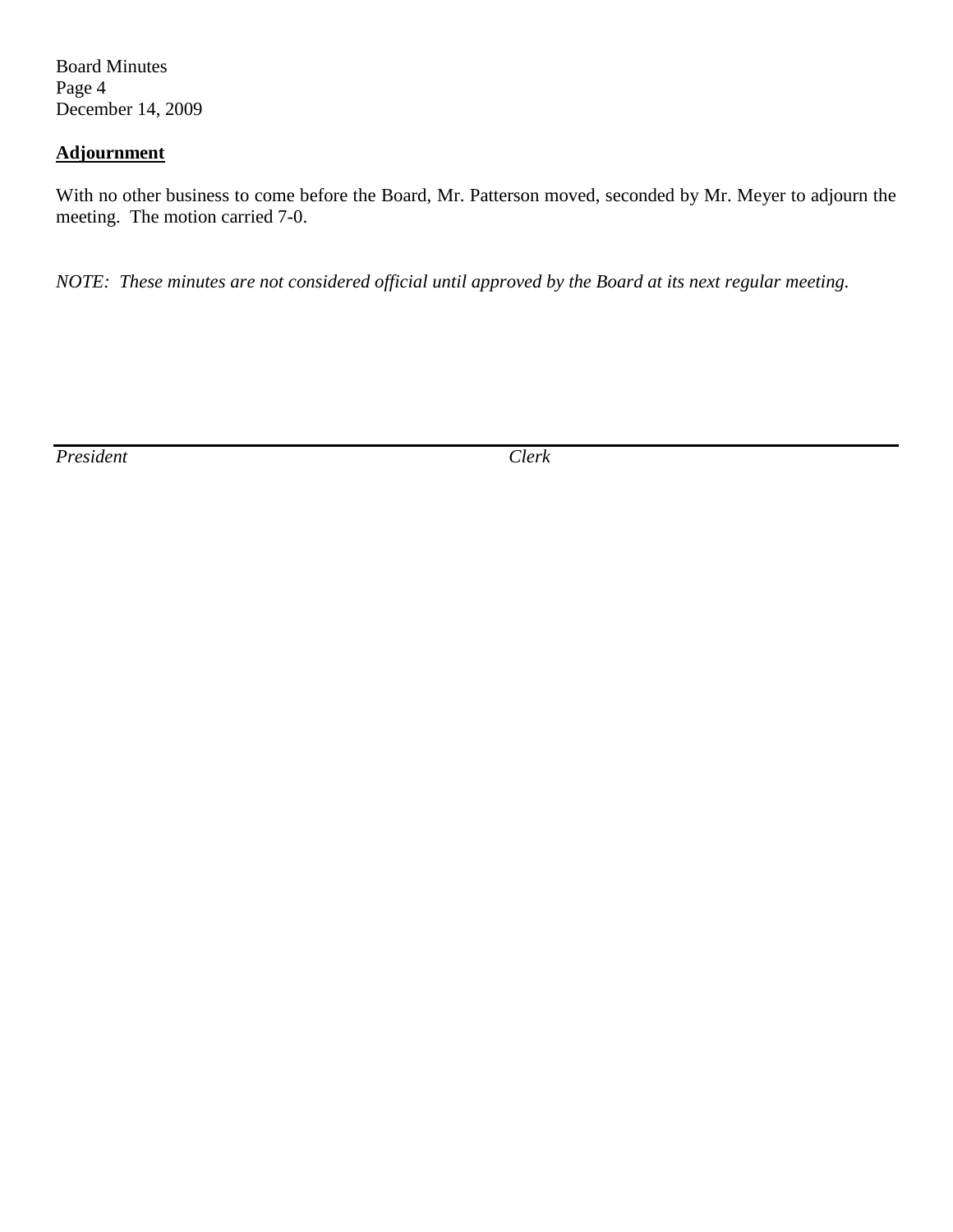## **Adjournment**

With no other business to come before the Board, Mr. Patterson moved, seconded by Mr. Meyer to adjourn the meeting. The motion carried 7-0.

*NOTE: These minutes are not considered official until approved by the Board at its next regular meeting.*

*President* *Clerk*